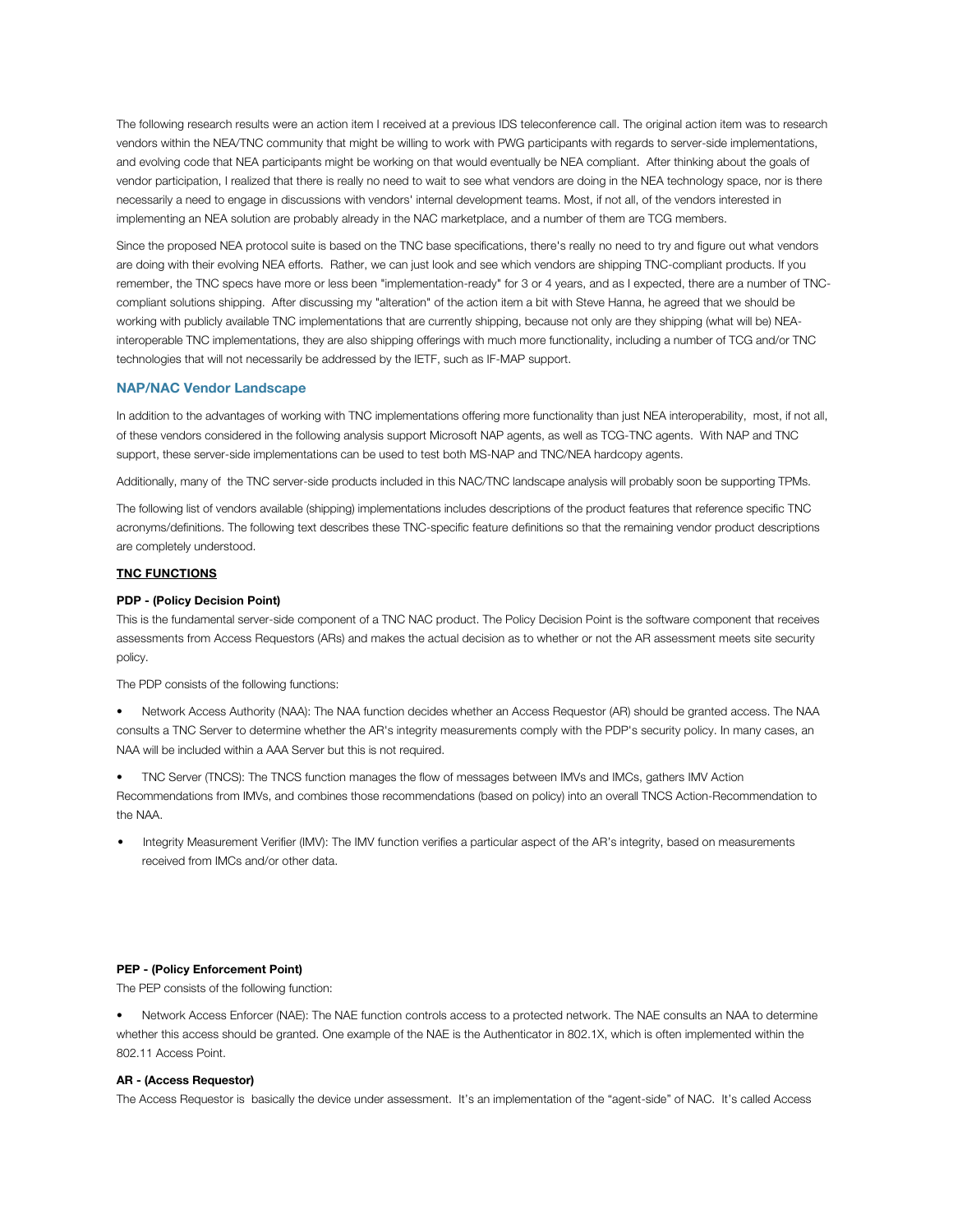The following research results were an action item I received at a previous IDS teleconference call. The original action item was to research vendors within the NEA/TNC community that might be willing to work with PWG participants with regards to server-side implementations, and evolving code that NEA participants might be working on that would eventually be NEA compliant. After thinking about the goals of vendor participation, I realized that there is really no need to wait to see what vendors are doing in the NEA technology space, nor is there necessarily a need to engage in discussions with vendors' internal development teams. Most, if not all, of the vendors interested in implementing an NEA solution are probably already in the NAC marketplace, and a number of them are TCG members.

Since the proposed NEA protocol suite is based on the TNC base specifications, there's really no need to try and figure out what vendors are doing with their evolving NEA efforts. Rather, we can just look and see which vendors are shipping TNC-compliant products. If you remember, the TNC specs have more or less been "implementation-ready" for 3 or 4 years, and as I expected, there are a number of TNC-compliant solutions shipping. After discussing my "alteration" of the action item a bit with Steve Hanna, he agreed that we should be working with publicly available TNC implementations that are currently shipping, because not only are they shipping (what will be) NEA-interoperable TNC implementations, they are also shipping offerings with much more functionality, including a number of TCG and/or TNC technologies that will not necessarily be addressed by the IETF, such as IF-MAP support.

## NAP/NAC Vendor Landscape

In addition to the advantages of working with TNC implementations offering more functionality than just NEA interoperability, most, if not all, of these vendors considered in the following analysis support Microsoft NAP agents, as well as TCG-TNC agents. With NAP and TNC support, these server-side implementations can be used to test both MS-NAP and TNC/NEA hardcopy agents.

Additionally, many of the TNC server-side products included in this NAC/TNC landscape analysis will probably soon be supporting TPMs.

The following list of vendors available (shipping) implementations includes descriptions of the product features that reference specific TNC acronyms/definitions. The following text describes these TNC-specific feature definitions so that the remaining vendor product descriptions are completely understood.

**<u>TNC FUNCTIONS</u>**

**PDP - (Policy Decision Point)**

This is the fundamental server-side component of a TNC NAC product. The Policy Decision Point is the software component that receives assessments from Access Requestors (ARs) and makes the actual decision as to whether or not the AR assessment meets site security policy.

The PDP consists of the following functions:

- Network Access Authority (NAA): The NAA function decides whether an Access Requestor (AR) should be granted access. The NAA consults a TNC Server to determine whether the AR's integrity measurements comply with the PDP's security policy. In many cases, an NAA will be included within a AAA Server but this is not required.
- TNC Server (TNCS): The TNCS function manages the flow of messages between IMVs and IMCs, gathers IMV Action Recommendations from IMVs, and combines those recommendations (based on policy) into an overall TNCS Action-Recommendation to the NAA.
- Integrity Measurement Verifier (IMV): The IMV function verifies a particular aspect of the AR's integrity, based on measurements received from IMCs and/or other data.

**PEP - (Policy Enforcement Point)**

The PEP consists of the following function:

- Network Access Enforcer (NAE): The NAE function controls access to a protected network. The NAE consults an NAA to determine whether this access should be granted. One example of the NAE is the Authenticator in 802.1X, which is often implemented within the 802.11 Access Point.

**AR - (Access Requestor)**

The Access Requestor is basically the device under assessment. It's an implementation of the "agent-side" of NAC. It's called Access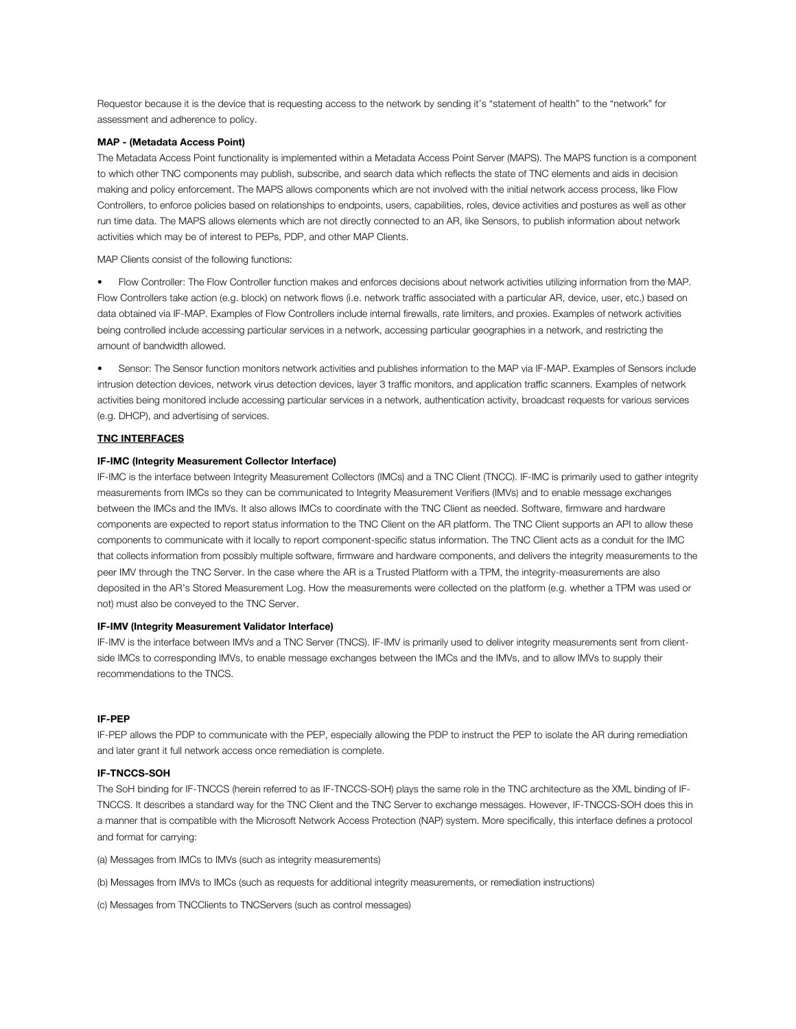Requestor because it is the device that is requesting access to the network by sending it's "statement of health" to the "network" for assessment and adherence to policy.

**MAP - (Metadata Access Point)**

The Metadata Access Point functionality is implemented within a Metadata Access Point Server (MAPS). The MAPS function is a component to which other TNC components may publish, subscribe, and search data which reflects the state of TNC elements and aids in decision making and policy enforcement. The MAPS allows components which are not involved with the initial network access process, like Flow Controllers, to enforce policies based on relationships to endpoints, users, capabilities, roles, device activities and postures as well as other run time data. The MAPS allows elements which are not directly connected to an AR, like Sensors, to publish information about network activities which may be of interest to PEPs, PDP, and other MAP Clients.

MAP Clients consist of the following functions:

- Flow Controller: The Flow Controller function makes and enforces decisions about network activities utilizing information from the MAP. Flow Controllers take action (e.g. block) on network flows (i.e. network traffic associated with a particular AR, device, user, etc.) based on data obtained via IF-MAP. Examples of Flow Controllers include internal firewalls, rate limiters, and proxies. Examples of network activities being controlled include accessing particular services in a network, accessing particular geographies in a network, and restricting the amount of bandwidth allowed.

- Sensor: The Sensor function monitors network activities and publishes information to the MAP via IF-MAP. Examples of Sensors include intrusion detection devices, network virus detection devices, layer 3 traffic monitors, and application traffic scanners. Examples of network activities being monitored include accessing particular services in a network, authentication activity, broadcast requests for various services (e.g. DHCP), and advertising of services.

**TNC INTERFACES**

**IF-IMC (Integrity Measurement Collector Interface)**

IF-IMC is the interface between Integrity Measurement Collectors (IMCs) and a TNC Client (TNCC). IF-IMC is primarily used to gather integrity measurements from IMCs so they can be communicated to Integrity Measurement Verifiers (IMVs) and to enable message exchanges between the IMCs and the IMVs. It also allows IMCs to coordinate with the TNC Client as needed. Software, firmware and hardware components are expected to report status information to the TNC Client on the AR platform. The TNC Client supports an API to allow these components to communicate with it locally to report component-specific status information. The TNC Client acts as a conduit for the IMC that collects information from possibly multiple software, firmware and hardware components, and delivers the integrity measurements to the peer IMV through the TNC Server. In the case where the AR is a Trusted Platform with a TPM, the integrity-measurements are also deposited in the AR's Stored Measurement Log. How the measurements were collected on the platform (e.g. whether a TPM was used or not) must also be conveyed to the TNC Server.

**IF-IMV (Integrity Measurement Validator Interface)**

IF-IMV is the interface between IMVs and a TNC Server (TNCS). IF-IMV is primarily used to deliver integrity measurements sent from client-side IMCs to corresponding IMVs, to enable message exchanges between the IMCs and the IMVs, and to allow IMVs to supply their recommendations to the TNCS.

**IF-PEP**

IF-PEP allows the PDP to communicate with the PEP, especially allowing the PDP to instruct the PEP to isolate the AR during remediation and later grant it full network access once remediation is complete.

**IF-TNCCS-SOH**

The SoH binding for IF-TNCCS (herein referred to as IF-TNCCS-SOH) plays the same role in the TNC architecture as the XML binding of IF-TNCCS. It describes a standard way for the TNC Client and the TNC Server to exchange messages. However, IF-TNCCS-SOH does this in a manner that is compatible with the Microsoft Network Access Protection (NAP) system. More specifically, this interface defines a protocol and format for carrying:

(a) Messages from IMCs to IMVs (such as integrity measurements)

(b) Messages from IMVs to IMCs (such as requests for additional integrity measurements, or remediation instructions)

(c) Messages from TNCClients to TNCServers (such as control messages)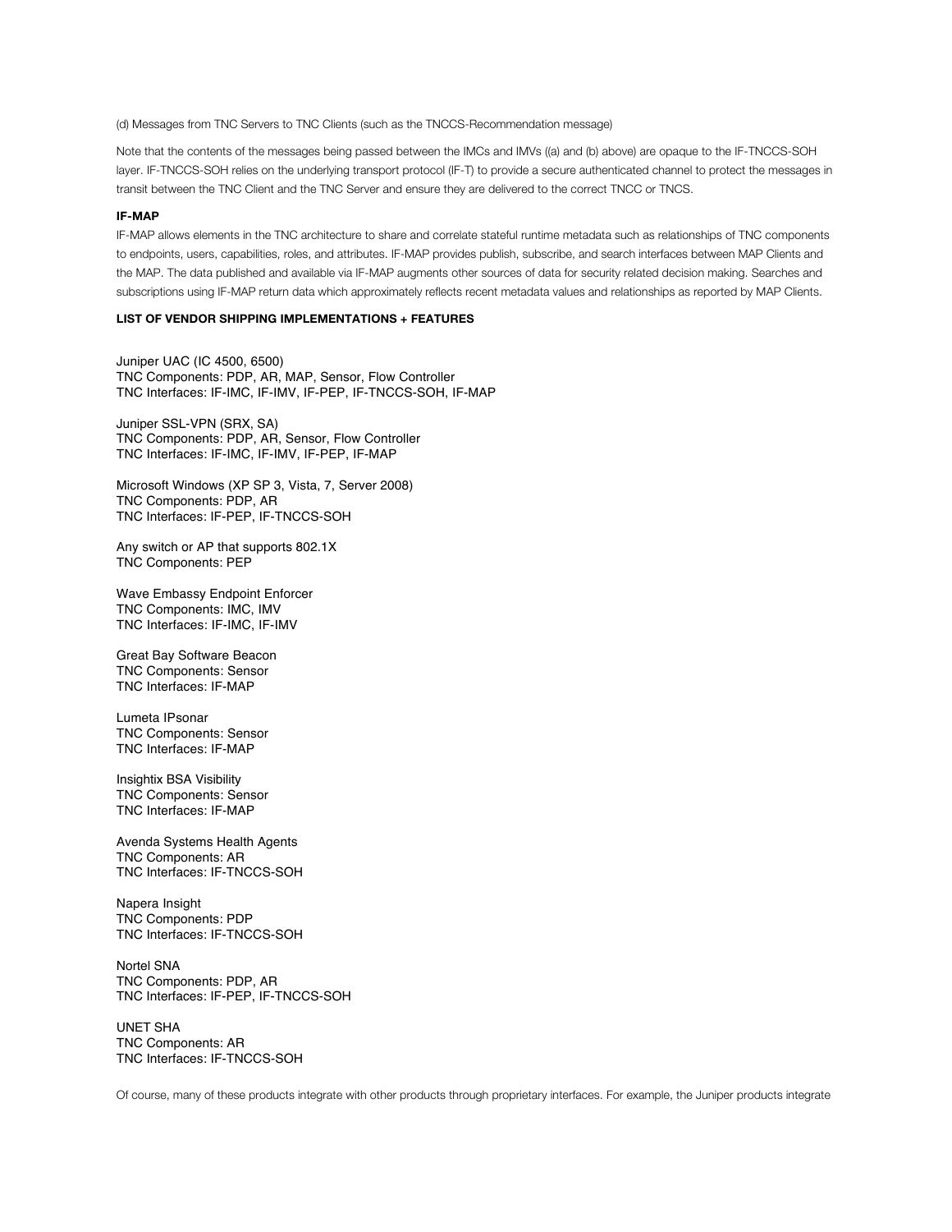(d) Messages from TNC Servers to TNC Clients (such as the TNCCS-Recommendation message)

Note that the contents of the messages being passed between the IMCs and IMVs ((a) and (b) above) are opaque to the IF-TNCCS-SOH layer. IF-TNCCS-SOH relies on the underlying transport protocol (IF-T) to provide a secure authenticated channel to protect the messages in transit between the TNC Client and the TNC Server and ensure they are delivered to the correct TNCC or TNCS.

**IF-MAP**

IF-MAP allows elements in the TNC architecture to share and correlate stateful runtime metadata such as relationships of TNC components to endpoints, users, capabilities, roles, and attributes. IF-MAP provides publish, subscribe, and search interfaces between MAP Clients and the MAP. The data published and available via IF-MAP augments other sources of data for security related decision making. Searches and subscriptions using IF-MAP return data which approximately reflects recent metadata values and relationships as reported by MAP Clients.

**LIST OF VENDOR SHIPPING IMPLEMENTATIONS + FEATURES**

Juniper UAC (IC 4500, 6500)
TNC Components: PDP, AR, MAP, Sensor, Flow Controller
TNC Interfaces: IF-IMC, IF-IMV, IF-PEP, IF-TNCCS-SOH, IF-MAP

Juniper SSL-VPN (SRX, SA)
TNC Components: PDP, AR, Sensor, Flow Controller
TNC Interfaces: IF-IMC, IF-IMV, IF-PEP, IF-MAP

Microsoft Windows (XP SP 3, Vista, 7, Server 2008)
TNC Components: PDP, AR
TNC Interfaces: IF-PEP, IF-TNCCS-SOH

Any switch or AP that supports 802.1X
TNC Components: PEP

Wave Embassy Endpoint Enforcer
TNC Components: IMC, IMV
TNC Interfaces: IF-IMC, IF-IMV

Great Bay Software Beacon
TNC Components: Sensor
TNC Interfaces: IF-MAP

Lumeta IPsonar
TNC Components: Sensor
TNC Interfaces: IF-MAP

Insightix BSA Visibility
TNC Components: Sensor
TNC Interfaces: IF-MAP

Avenda Systems Health Agents
TNC Components: AR
TNC Interfaces: IF-TNCCS-SOH

Napera Insight
TNC Components: PDP
TNC Interfaces: IF-TNCCS-SOH

Nortel SNA
TNC Components: PDP, AR
TNC Interfaces: IF-PEP, IF-TNCCS-SOH

UNET SHA
TNC Components: AR
TNC Interfaces: IF-TNCCS-SOH

Of course, many of these products integrate with other products through proprietary interfaces. For example, the Juniper products integrate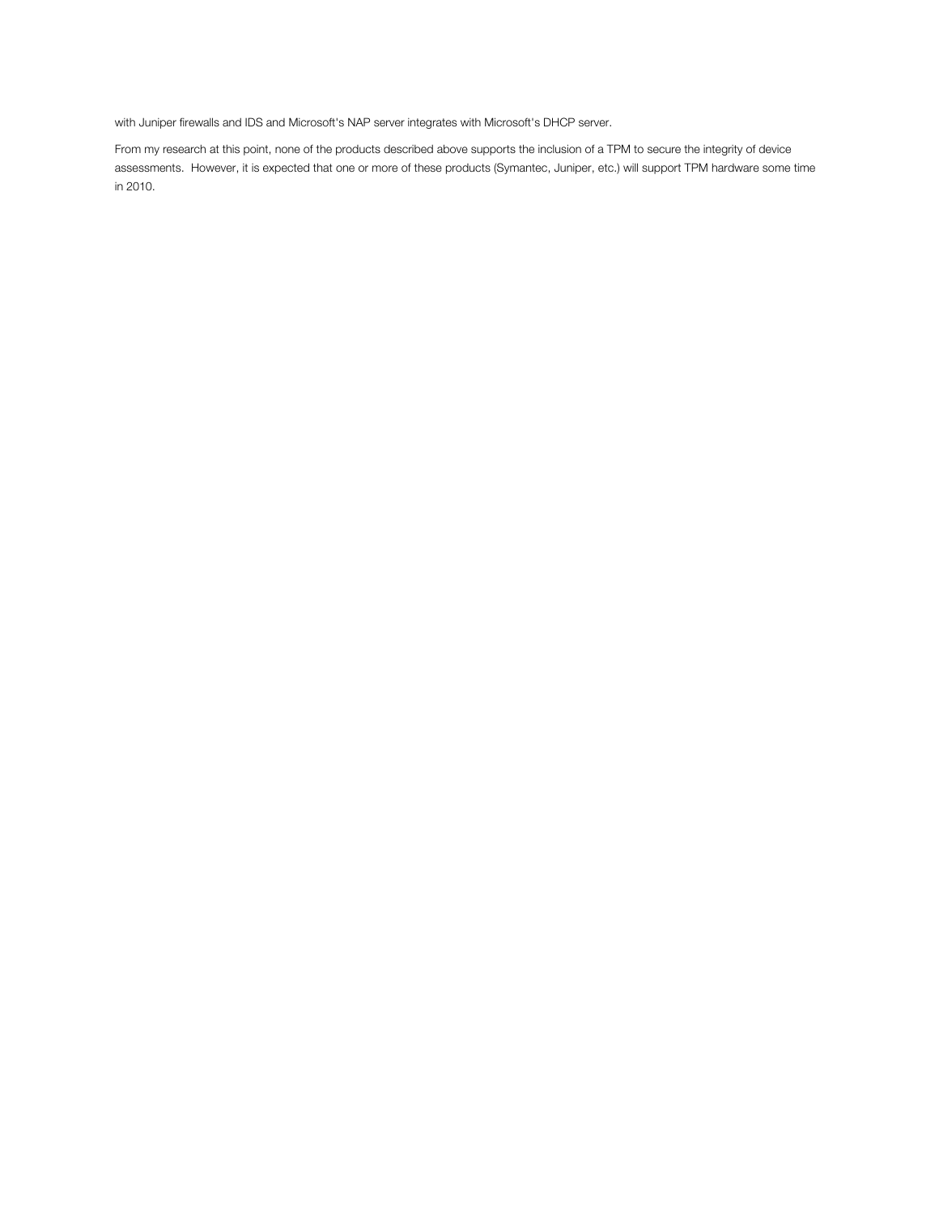with Juniper firewalls and IDS and Microsoft's NAP server integrates with Microsoft's DHCP server.

From my research at this point, none of the products described above supports the inclusion of a TPM to secure the integrity of device assessments. However, it is expected that one or more of these products (Symantec, Juniper, etc.) will support TPM hardware some time in 2010.